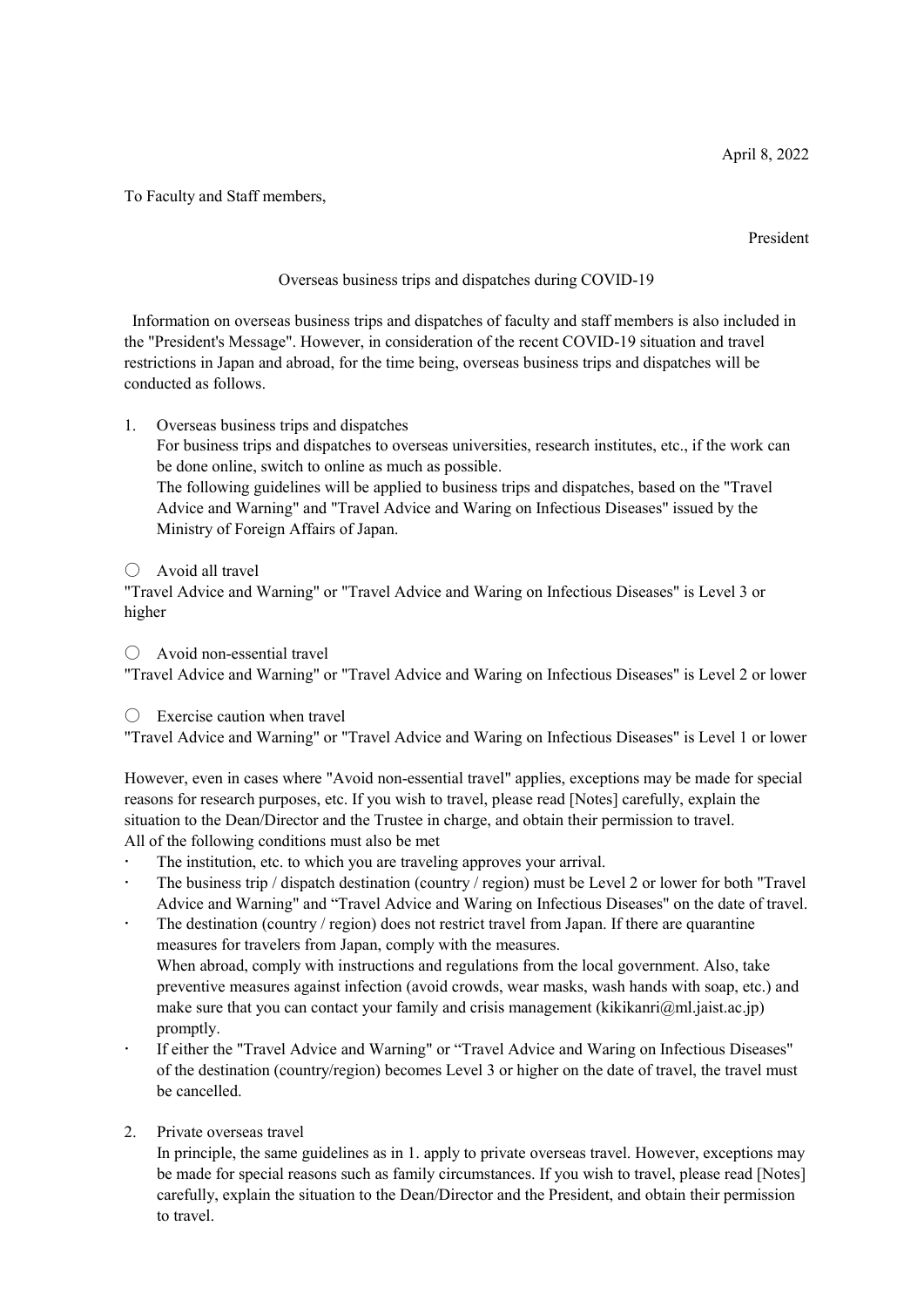April 8, 2022

To Faculty and Staff members,

President

Overseas business trips and dispatches during COVID-19

Information on overseas business trips and dispatches of faculty and staff members is also included in the "President's Message". However, in consideration of the recent COVID-19 situation and travel restrictions in Japan and abroad, for the time being, overseas business trips and dispatches will be conducted as follows.

1. Overseas business trips and dispatches
   For business trips and dispatches to overseas universities, research institutes, etc., if the work can be done online, switch to online as much as possible.
   The following guidelines will be applied to business trips and dispatches, based on the "Travel Advice and Warning" and "Travel Advice and Waring on Infectious Diseases" issued by the Ministry of Foreign Affairs of Japan.

○ Avoid all travel
"Travel Advice and Warning" or "Travel Advice and Waring on Infectious Diseases" is Level 3 or higher

○ Avoid non-essential travel
"Travel Advice and Warning" or "Travel Advice and Waring on Infectious Diseases" is Level 2 or lower

○ Exercise caution when travel
"Travel Advice and Warning" or "Travel Advice and Waring on Infectious Diseases" is Level 1 or lower

However, even in cases where "Avoid non-essential travel" applies, exceptions may be made for special reasons for research purposes, etc. If you wish to travel, please read [Notes] carefully, explain the situation to the Dean/Director and the Trustee in charge, and obtain their permission to travel.
All of the following conditions must also be met

- The institution, etc. to which you are traveling approves your arrival.
- The business trip / dispatch destination (country / region) must be Level 2 or lower for both "Travel Advice and Warning" and "Travel Advice and Waring on Infectious Diseases" on the date of travel.
- The destination (country / region) does not restrict travel from Japan. If there are quarantine measures for travelers from Japan, comply with the measures.
  When abroad, comply with instructions and regulations from the local government. Also, take preventive measures against infection (avoid crowds, wear masks, wash hands with soap, etc.) and make sure that you can contact your family and crisis management (kikikanri@ml.jaist.ac.jp) promptly.
- If either the "Travel Advice and Warning" or "Travel Advice and Waring on Infectious Diseases" of the destination (country/region) becomes Level 3 or higher on the date of travel, the travel must be cancelled.

2. Private overseas travel
   In principle, the same guidelines as in 1. apply to private overseas travel. However, exceptions may be made for special reasons such as family circumstances. If you wish to travel, please read [Notes] carefully, explain the situation to the Dean/Director and the President, and obtain their permission to travel.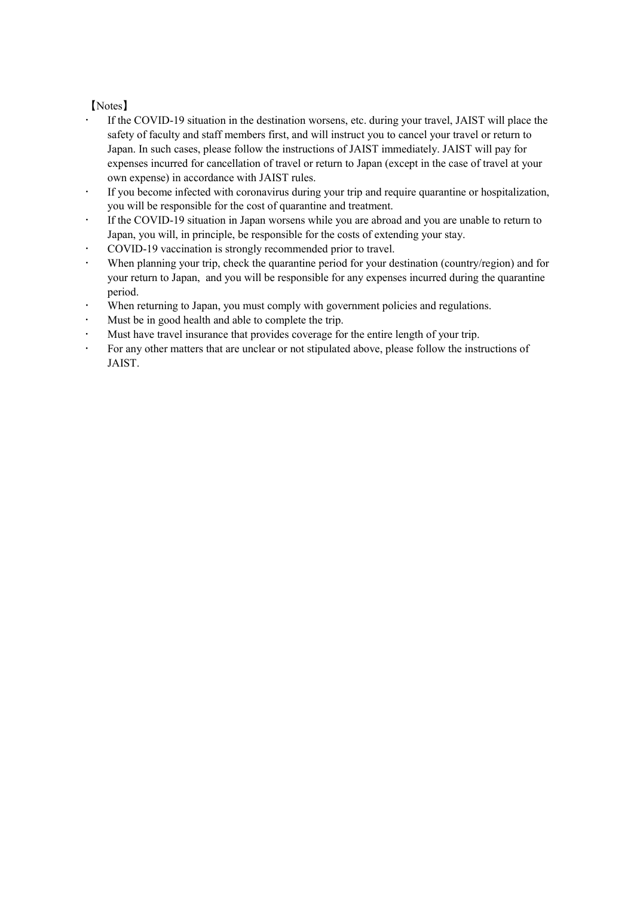【Notes】

- If the COVID-19 situation in the destination worsens, etc. during your travel, JAIST will place the safety of faculty and staff members first, and will instruct you to cancel your travel or return to Japan. In such cases, please follow the instructions of JAIST immediately. JAIST will pay for expenses incurred for cancellation of travel or return to Japan (except in the case of travel at your own expense) in accordance with JAIST rules.
- If you become infected with coronavirus during your trip and require quarantine or hospitalization, you will be responsible for the cost of quarantine and treatment.
- If the COVID-19 situation in Japan worsens while you are abroad and you are unable to return to Japan, you will, in principle, be responsible for the costs of extending your stay.
- COVID-19 vaccination is strongly recommended prior to travel.
- When planning your trip, check the quarantine period for your destination (country/region) and for your return to Japan, and you will be responsible for any expenses incurred during the quarantine period.
- When returning to Japan, you must comply with government policies and regulations.
- Must be in good health and able to complete the trip.
- Must have travel insurance that provides coverage for the entire length of your trip.
- For any other matters that are unclear or not stipulated above, please follow the instructions of JAIST.